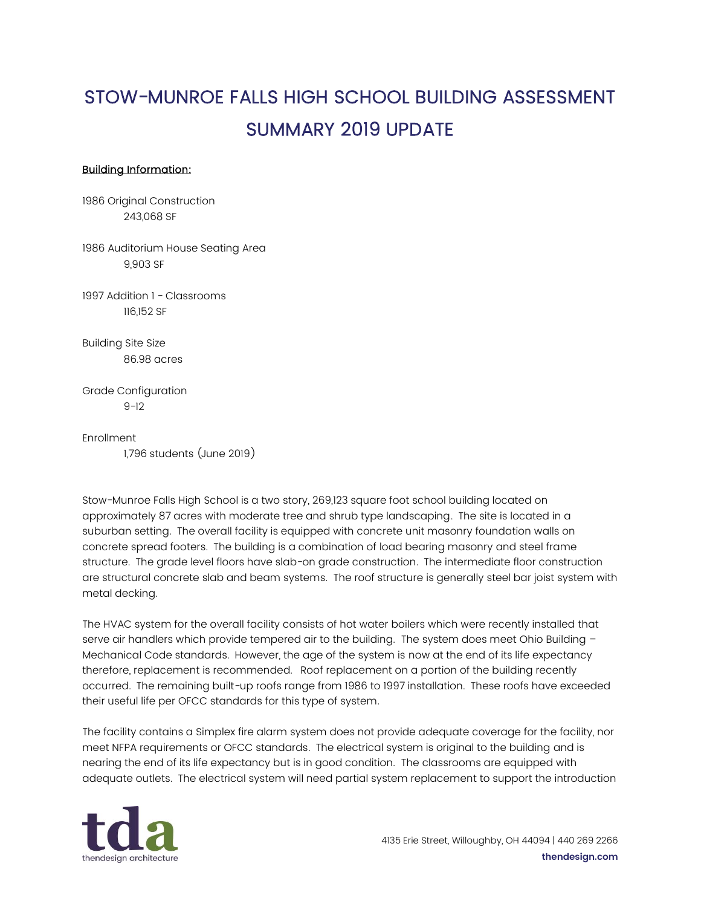# STOW-MUNROE FALLS HIGH SCHOOL BUILDING ASSESSMENT SUMMARY 2019 UPDATE

<u>Building Information:</u>

1986 Original Construction
    243,068 SF

1986 Auditorium House Seating Area
    9,903 SF

1997 Addition 1 - Classrooms
    116,152 SF

Building Site Size
    86.98 acres

Grade Configuration
    9-12

Enrollment
    1,796 students (June 2019)

Stow-Munroe Falls High School is a two story, 269,123 square foot school building located on approximately 87 acres with moderate tree and shrub type landscaping. The site is located in a suburban setting. The overall facility is equipped with concrete unit masonry foundation walls on concrete spread footers. The building is a combination of load bearing masonry and steel frame structure. The grade level floors have slab-on grade construction. The intermediate floor construction are structural concrete slab and beam systems. The roof structure is generally steel bar joist system with metal decking.

The HVAC system for the overall facility consists of hot water boilers which were recently installed that serve air handlers which provide tempered air to the building. The system does meet Ohio Building – Mechanical Code standards. However, the age of the system is now at the end of its life expectancy therefore, replacement is recommended. Roof replacement on a portion of the building recently occurred. The remaining built-up roofs range from 1986 to 1997 installation. These roofs have exceeded their useful life per OFCC standards for this type of system.

The facility contains a Simplex fire alarm system does not provide adequate coverage for the facility, nor meet NFPA requirements or OFCC standards. The electrical system is original to the building and is nearing the end of its life expectancy but is in good condition. The classrooms are equipped with adequate outlets. The electrical system will need partial system replacement to support the introduction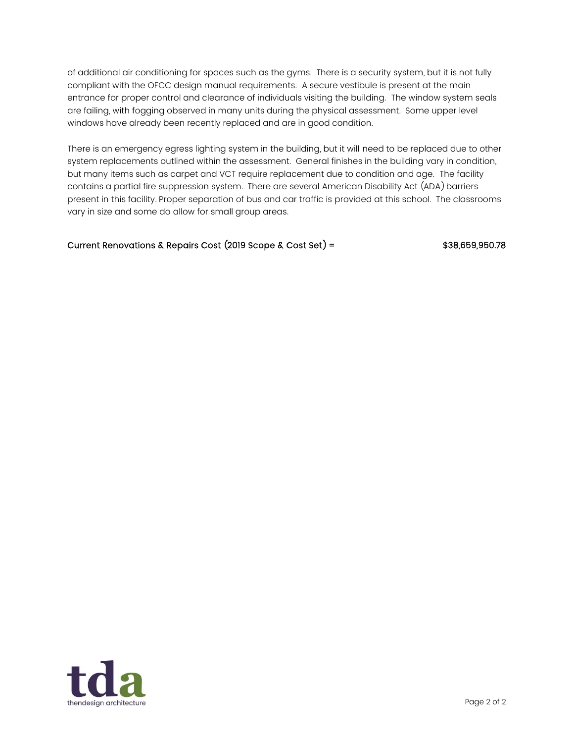of additional air conditioning for spaces such as the gyms. There is a security system, but it is not fully compliant with the OFCC design manual requirements. A secure vestibule is present at the main entrance for proper control and clearance of individuals visiting the building. The window system seals are failing, with fogging observed in many units during the physical assessment. Some upper level windows have already been recently replaced and are in good condition.

There is an emergency egress lighting system in the building, but it will need to be replaced due to other system replacements outlined within the assessment. General finishes in the building vary in condition, but many items such as carpet and VCT require replacement due to condition and age. The facility contains a partial fire suppression system. There are several American Disability Act (ADA) barriers present in this facility. Proper separation of bus and car traffic is provided at this school. The classrooms vary in size and some do allow for small group areas.

Current Renovations & Repairs Cost (2019 Scope & Cost Set) = $38,659,950.78

tda
thendesign architecture